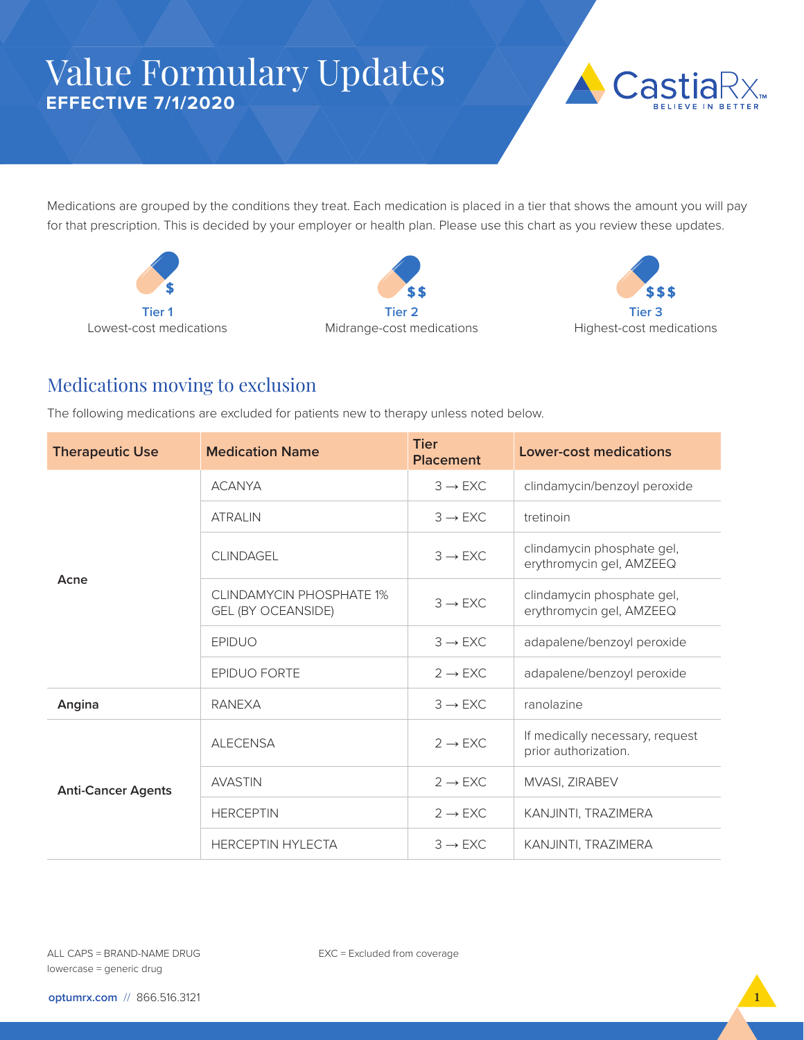# Value Formulary Updates

**EFFECTIVE 7/1/2020**

CastiaRx™ BELIEVE IN BETTER

Medications are grouped by the conditions they treat. Each medication is placed in a tier that shows the amount you will pay for that prescription. This is decided by your employer or health plan. Please use this chart as you review these updates.

**Tier 1** $ — Lowest-cost medications

**Tier 2** $$ — Midrange-cost medications

**Tier 3** $$$ — Highest-cost medications

## Medications moving to exclusion

The following medications are excluded for patients new to therapy unless noted below.

| Therapeutic Use | Medication Name | Tier Placement | Lower-cost medications |
|---|---|---|---|
| **Acne** | ACANYA | 3 → EXC | clindamycin/benzoyl peroxide |
| | ATRALIN | 3 → EXC | tretinoin |
| | CLINDAGEL | 3 → EXC | clindamycin phosphate gel, erythromycin gel, AMZEEQ |
| | CLINDAMYCIN PHOSPHATE 1% GEL (BY OCEANSIDE) | 3 → EXC | clindamycin phosphate gel, erythromycin gel, AMZEEQ |
| | EPIDUO | 3 → EXC | adapalene/benzoyl peroxide |
| | EPIDUO FORTE | 2 → EXC | adapalene/benzoyl peroxide |
| **Angina** | RANEXA | 3 → EXC | ranolazine |
| **Anti-Cancer Agents** | ALECENSA | 2 → EXC | If medically necessary, request prior authorization. |
| | AVASTIN | 2 → EXC | MVASI, ZIRABEV |
| | HERCEPTIN | 2 → EXC | KANJINTI, TRAZIMERA |
| | HERCEPTIN HYLECTA | 3 → EXC | KANJINTI, TRAZIMERA |

ALL CAPS = BRAND-NAME DRUG
lowercase = generic drug

EXC = Excluded from coverage

optumrx.com // 866.516.3121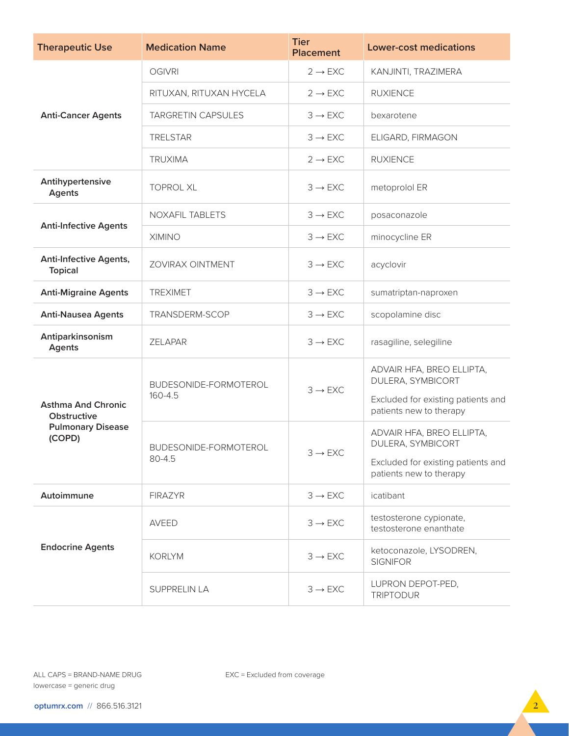| Therapeutic Use | Medication Name | Tier Placement | Lower-cost medications |
|---|---|---|---|
| **Anti-Cancer Agents** | OGIVRI | 2 → EXC | KANJINTI, TRAZIMERA |
| | RITUXAN, RITUXAN HYCELA | 2 → EXC | RUXIENCE |
| | TARGRETIN CAPSULES | 3 → EXC | bexarotene |
| | TRELSTAR | 3 → EXC | ELIGARD, FIRMAGON |
| | TRUXIMA | 2 → EXC | RUXIENCE |
| **Antihypertensive Agents** | TOPROL XL | 3 → EXC | metoprolol ER |
| **Anti-Infective Agents** | NOXAFIL TABLETS | 3 → EXC | posaconazole |
| | XIMINO | 3 → EXC | minocycline ER |
| **Anti-Infective Agents, Topical** | ZOVIRAX OINTMENT | 3 → EXC | acyclovir |
| **Anti-Migraine Agents** | TREXIMET | 3 → EXC | sumatriptan-naproxen |
| **Anti-Nausea Agents** | TRANSDERM-SCOP | 3 → EXC | scopolamine disc |
| **Antiparkinsonism Agents** | ZELAPAR | 3 → EXC | rasagiline, selegiline |
| **Asthma And Chronic Obstructive Pulmonary Disease (COPD)** | BUDESONIDE-FORMOTEROL 160-4.5 | 3 → EXC | ADVAIR HFA, BREO ELLIPTA, DULERA, SYMBICORT<br>Excluded for existing patients and patients new to therapy |
| | BUDESONIDE-FORMOTEROL 80-4.5 | 3 → EXC | ADVAIR HFA, BREO ELLIPTA, DULERA, SYMBICORT<br>Excluded for existing patients and patients new to therapy |
| **Autoimmune** | FIRAZYR | 3 → EXC | icatibant |
| **Endocrine Agents** | AVEED | 3 → EXC | testosterone cypionate, testosterone enanthate |
| | KORLYM | 3 → EXC | ketoconazole, LYSODREN, SIGNIFOR |
| | SUPPRELIN LA | 3 → EXC | LUPRON DEPOT-PED, TRIPTODUR |

ALL CAPS = BRAND-NAME DRUG
lowercase = generic drug

EXC = Excluded from coverage

optumrx.com // 866.516.3121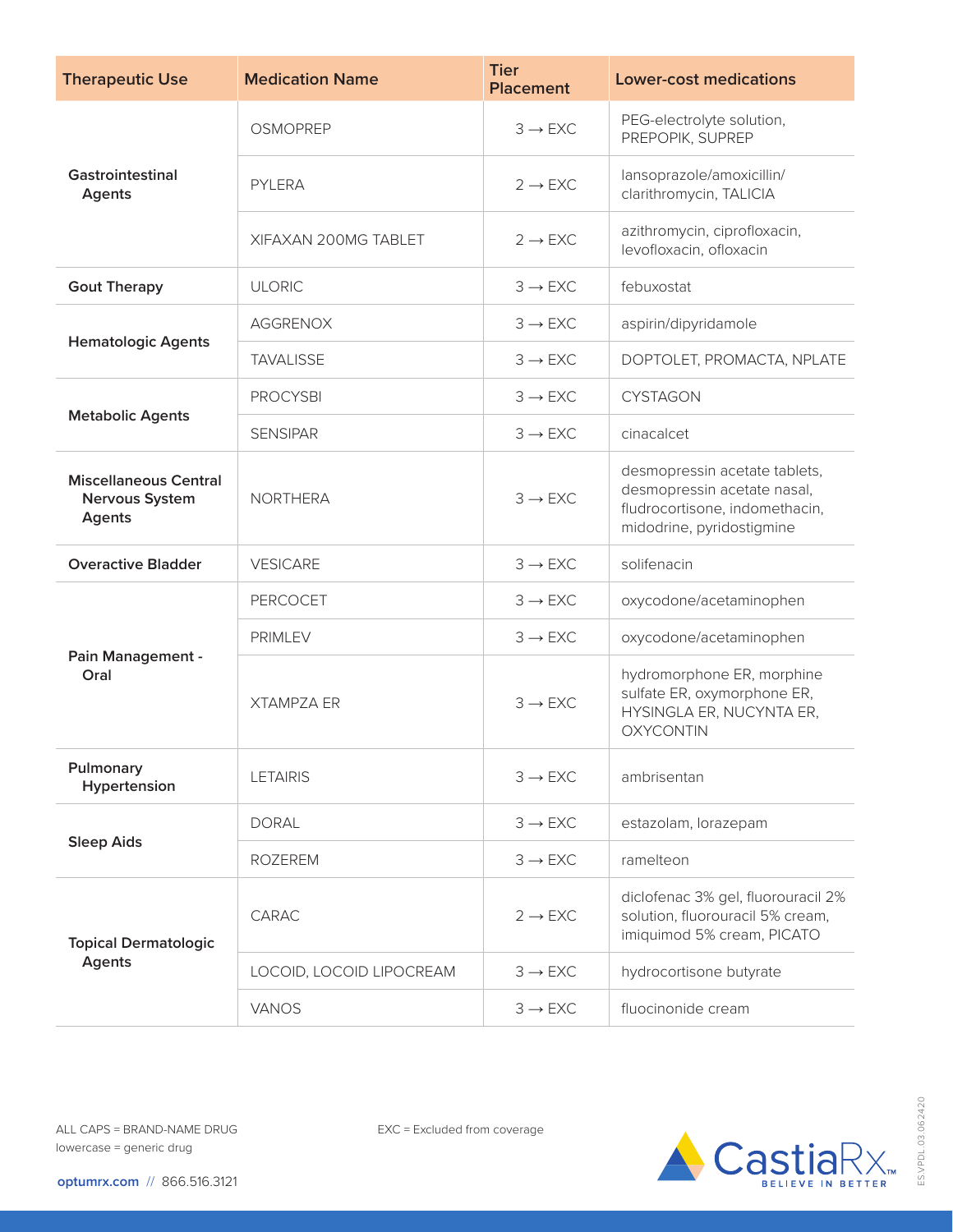| Therapeutic Use | Medication Name | Tier Placement | Lower-cost medications |
| --- | --- | --- | --- |
| Gastrointestinal Agents | OSMOPREP | 3 → EXC | PEG-electrolyte solution, PREPOPIK, SUPREP |
| | PYLERA | 2 → EXC | lansoprazole/amoxicillin/clarithromycin, TALICIA |
| | XIFAXAN 200MG TABLET | 2 → EXC | azithromycin, ciprofloxacin, levofloxacin, ofloxacin |
| Gout Therapy | ULORIC | 3 → EXC | febuxostat |
| Hematologic Agents | AGGRENOX | 3 → EXC | aspirin/dipyridamole |
| | TAVALISSE | 3 → EXC | DOPTOLET, PROMACTA, NPLATE |
| Metabolic Agents | PROCYSBI | 3 → EXC | CYSTAGON |
| | SENSIPAR | 3 → EXC | cinacalcet |
| Miscellaneous Central Nervous System Agents | NORTHERA | 3 → EXC | desmopressin acetate tablets, desmopressin acetate nasal, fludrocortisone, indomethacin, midodrine, pyridostigmine |
| Overactive Bladder | VESICARE | 3 → EXC | solifenacin |
| Pain Management - Oral | PERCOCET | 3 → EXC | oxycodone/acetaminophen |
| | PRIMLEV | 3 → EXC | oxycodone/acetaminophen |
| | XTAMPZA ER | 3 → EXC | hydromorphone ER, morphine sulfate ER, oxymorphone ER, HYSINGLA ER, NUCYNTA ER, OXYCONTIN |
| Pulmonary Hypertension | LETAIRIS | 3 → EXC | ambrisentan |
| Sleep Aids | DORAL | 3 → EXC | estazolam, lorazepam |
| | ROZEREM | 3 → EXC | ramelteon |
| Topical Dermatologic Agents | CARAC | 2 → EXC | diclofenac 3% gel, fluorouracil 2% solution, fluorouracil 5% cream, imiquimod 5% cream, PICATO |
| | LOCOID, LOCOID LIPOCREAM | 3 → EXC | hydrocortisone butyrate |
| | VANOS | 3 → EXC | fluocinonide cream |

ALL CAPS = BRAND-NAME DRUG
lowercase = generic drug

EXC = Excluded from coverage

optumrx.com // 866.516.3121

CastiaRx™ BELIEVE IN BETTER

ES.VPDL.03.062420